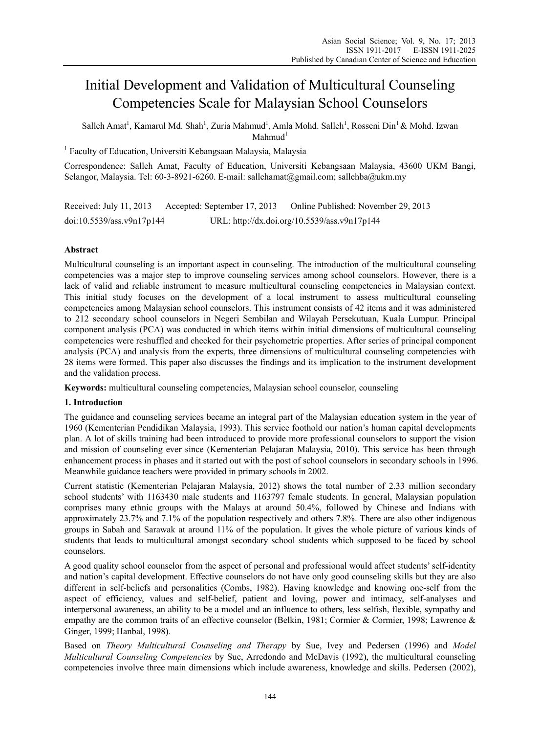# Initial Development and Validation of Multicultural Counseling Competencies Scale for Malaysian School Counselors

Salleh Amat[1], Kamarul Md. Shah[1], Zuria Mahmud[1], Amla Mohd. Salleh[1], Rosseni Din[1] & Mohd. Izwan Mahmud[1]

[1] Faculty of Education, Universiti Kebangsaan Malaysia, Malaysia

Correspondence: Salleh Amat, Faculty of Education, Universiti Kebangsaan Malaysia, 43600 UKM Bangi, Selangor, Malaysia. Tel: 60-3-8921-6260. E-mail: sallehamat@gmail.com; sallehba@ukm.my

Received: July 11, 2013 Accepted: September 17, 2013 Online Published: November 29, 2013

doi:10.5539/ass.v9n17p144 URL: http://dx.doi.org/10.5539/ass.v9n17p144

## Abstract

Multicultural counseling is an important aspect in counseling. The introduction of the multicultural counseling competencies was a major step to improve counseling services among school counselors. However, there is a lack of valid and reliable instrument to measure multicultural counseling competencies in Malaysian context. This initial study focuses on the development of a local instrument to assess multicultural counseling competencies among Malaysian school counselors. This instrument consists of 42 items and it was administered to 212 secondary school counselors in Negeri Sembilan and Wilayah Persekutuan, Kuala Lumpur. Principal component analysis (PCA) was conducted in which items within initial dimensions of multicultural counseling competencies were reshuffled and checked for their psychometric properties. After series of principal component analysis (PCA) and analysis from the experts, three dimensions of multicultural counseling competencies with 28 items were formed. This paper also discusses the findings and its implication to the instrument development and the validation process.

**Keywords:** multicultural counseling competencies, Malaysian school counselor, counseling

## 1. Introduction

The guidance and counseling services became an integral part of the Malaysian education system in the year of 1960 (Kementerian Pendidikan Malaysia, 1993). This service foothold our nation's human capital developments plan. A lot of skills training had been introduced to provide more professional counselors to support the vision and mission of counseling ever since (Kementerian Pelajaran Malaysia, 2010). This service has been through enhancement process in phases and it started out with the post of school counselors in secondary schools in 1996. Meanwhile guidance teachers were provided in primary schools in 2002.

Current statistic (Kementerian Pelajaran Malaysia, 2012) shows the total number of 2.33 million secondary school students' with 1163430 male students and 1163797 female students. In general, Malaysian population comprises many ethnic groups with the Malays at around 50.4%, followed by Chinese and Indians with approximately 23.7% and 7.1% of the population respectively and others 7.8%. There are also other indigenous groups in Sabah and Sarawak at around 11% of the population. It gives the whole picture of various kinds of students that leads to multicultural amongst secondary school students which supposed to be faced by school counselors.

A good quality school counselor from the aspect of personal and professional would affect students' self-identity and nation's capital development. Effective counselors do not have only good counseling skills but they are also different in self-beliefs and personalities (Combs, 1982). Having knowledge and knowing one-self from the aspect of efficiency, values and self-belief, patient and loving, power and intimacy, self-analyses and interpersonal awareness, an ability to be a model and an influence to others, less selfish, flexible, sympathy and empathy are the common traits of an effective counselor (Belkin, 1981; Cormier & Cormier, 1998; Lawrence & Ginger, 1999; Hanbal, 1998).

Based on *Theory Multicultural Counseling and Therapy* by Sue, Ivey and Pedersen (1996) and *Model Multicultural Counseling Competencies* by Sue, Arredondo and McDavis (1992), the multicultural counseling competencies involve three main dimensions which include awareness, knowledge and skills. Pedersen (2002),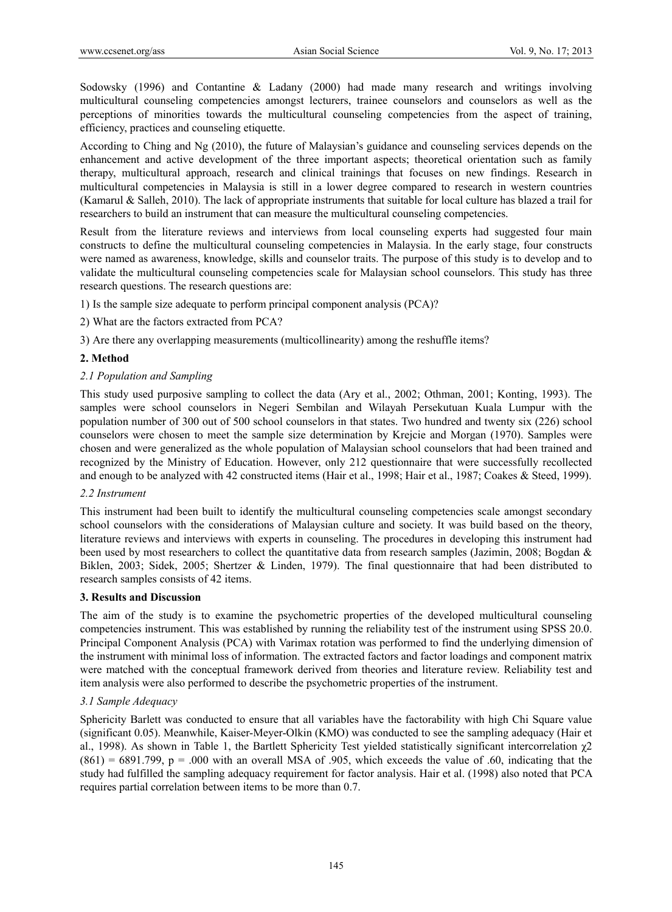Sodowsky (1996) and Contantine & Ladany (2000) had made many research and writings involving multicultural counseling competencies amongst lecturers, trainee counselors and counselors as well as the perceptions of minorities towards the multicultural counseling competencies from the aspect of training, efficiency, practices and counseling etiquette.

According to Ching and Ng (2010), the future of Malaysian's guidance and counseling services depends on the enhancement and active development of the three important aspects; theoretical orientation such as family therapy, multicultural approach, research and clinical trainings that focuses on new findings. Research in multicultural competencies in Malaysia is still in a lower degree compared to research in western countries (Kamarul & Salleh, 2010). The lack of appropriate instruments that suitable for local culture has blazed a trail for researchers to build an instrument that can measure the multicultural counseling competencies.

Result from the literature reviews and interviews from local counseling experts had suggested four main constructs to define the multicultural counseling competencies in Malaysia. In the early stage, four constructs were named as awareness, knowledge, skills and counselor traits. The purpose of this study is to develop and to validate the multicultural counseling competencies scale for Malaysian school counselors. This study has three research questions. The research questions are:

1) Is the sample size adequate to perform principal component analysis (PCA)?

2) What are the factors extracted from PCA?

3) Are there any overlapping measurements (multicollinearity) among the reshuffle items?

## 2. Method

### *2.1 Population and Sampling*

This study used purposive sampling to collect the data (Ary et al., 2002; Othman, 2001; Konting, 1993). The samples were school counselors in Negeri Sembilan and Wilayah Persekutuan Kuala Lumpur with the population number of 300 out of 500 school counselors in that states. Two hundred and twenty six (226) school counselors were chosen to meet the sample size determination by Krejcie and Morgan (1970). Samples were chosen and were generalized as the whole population of Malaysian school counselors that had been trained and recognized by the Ministry of Education. However, only 212 questionnaire that were successfully recollected and enough to be analyzed with 42 constructed items (Hair et al., 1998; Hair et al., 1987; Coakes & Steed, 1999).

### *2.2 Instrument*

This instrument had been built to identify the multicultural counseling competencies scale amongst secondary school counselors with the considerations of Malaysian culture and society. It was build based on the theory, literature reviews and interviews with experts in counseling. The procedures in developing this instrument had been used by most researchers to collect the quantitative data from research samples (Jazimin, 2008; Bogdan & Biklen, 2003; Sidek, 2005; Shertzer & Linden, 1979). The final questionnaire that had been distributed to research samples consists of 42 items.

## 3. Results and Discussion

The aim of the study is to examine the psychometric properties of the developed multicultural counseling competencies instrument. This was established by running the reliability test of the instrument using SPSS 20.0. Principal Component Analysis (PCA) with Varimax rotation was performed to find the underlying dimension of the instrument with minimal loss of information. The extracted factors and factor loadings and component matrix were matched with the conceptual framework derived from theories and literature review. Reliability test and item analysis were also performed to describe the psychometric properties of the instrument.

### *3.1 Sample Adequacy*

Sphericity Barlett was conducted to ensure that all variables have the factorability with high Chi Square value (significant 0.05). Meanwhile, Kaiser-Meyer-Olkin (KMO) was conducted to see the sampling adequacy (Hair et al., 1998). As shown in Table 1, the Bartlett Sphericity Test yielded statistically significant intercorrelation $\chi^2$ $(861) = 6891.799$, $p = .000$ with an overall MSA of .905, which exceeds the value of .60, indicating that the study had fulfilled the sampling adequacy requirement for factor analysis. Hair et al. (1998) also noted that PCA requires partial correlation between items to be more than 0.7.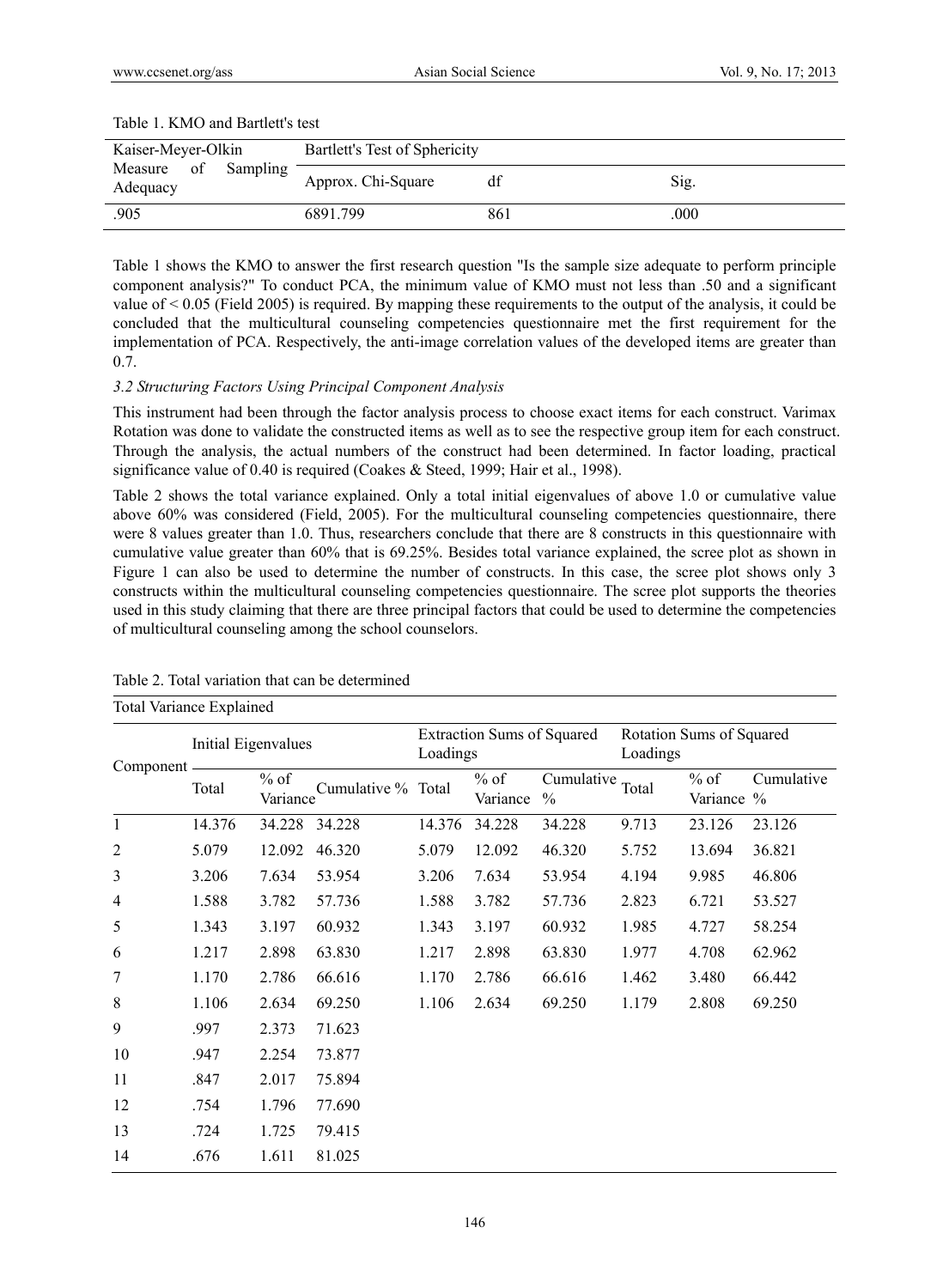Table 1. KMO and Bartlett's test

| Kaiser-Meyer-Olkin Measure of Sampling Adequacy | Bartlett's Test of Sphericity | | |
|---|---|---|---|
| | Approx. Chi-Square | df | Sig. |
| .905 | 6891.799 | 861 | .000 |

Table 1 shows the KMO to answer the first research question "Is the sample size adequate to perform principle component analysis?" To conduct PCA, the minimum value of KMO must not less than .50 and a significant value of < 0.05 (Field 2005) is required. By mapping these requirements to the output of the analysis, it could be concluded that the multicultural counseling competencies questionnaire met the first requirement for the implementation of PCA. Respectively, the anti-image correlation values of the developed items are greater than 0.7.

### *3.2 Structuring Factors Using Principal Component Analysis*

This instrument had been through the factor analysis process to choose exact items for each construct. Varimax Rotation was done to validate the constructed items as well as to see the respective group item for each construct. Through the analysis, the actual numbers of the construct had been determined. In factor loading, practical significance value of 0.40 is required (Coakes & Steed, 1999; Hair et al., 1998).

Table 2 shows the total variance explained. Only a total initial eigenvalues of above 1.0 or cumulative value above 60% was considered (Field, 2005). For the multicultural counseling competencies questionnaire, there were 8 values greater than 1.0. Thus, researchers conclude that there are 8 constructs in this questionnaire with cumulative value greater than 60% that is 69.25%. Besides total variance explained, the scree plot as shown in Figure 1 can also be used to determine the number of constructs. In this case, the scree plot shows only 3 constructs within the multicultural counseling competencies questionnaire. The scree plot supports the theories used in this study claiming that there are three principal factors that could be used to determine the competencies of multicultural counseling among the school counselors.

Table 2. Total variation that can be determined

| Total Variance Explained | | | | | | | | | |
|---|---|---|---|---|---|---|---|---|---|
| Component | Initial Eigenvalues | | | Extraction Sums of Squared Loadings | | | Rotation Sums of Squared Loadings | | |
| | Total | % of Variance | Cumulative % | Total | % of Variance | Cumulative % | Total | % of Variance | Cumulative % |
| 1 | 14.376 | 34.228 | 34.228 | 14.376 | 34.228 | 34.228 | 9.713 | 23.126 | 23.126 |
| 2 | 5.079 | 12.092 | 46.320 | 5.079 | 12.092 | 46.320 | 5.752 | 13.694 | 36.821 |
| 3 | 3.206 | 7.634 | 53.954 | 3.206 | 7.634 | 53.954 | 4.194 | 9.985 | 46.806 |
| 4 | 1.588 | 3.782 | 57.736 | 1.588 | 3.782 | 57.736 | 2.823 | 6.721 | 53.527 |
| 5 | 1.343 | 3.197 | 60.932 | 1.343 | 3.197 | 60.932 | 1.985 | 4.727 | 58.254 |
| 6 | 1.217 | 2.898 | 63.830 | 1.217 | 2.898 | 63.830 | 1.977 | 4.708 | 62.962 |
| 7 | 1.170 | 2.786 | 66.616 | 1.170 | 2.786 | 66.616 | 1.462 | 3.480 | 66.442 |
| 8 | 1.106 | 2.634 | 69.250 | 1.106 | 2.634 | 69.250 | 1.179 | 2.808 | 69.250 |
| 9 | .997 | 2.373 | 71.623 | | | | | | |
| 10 | .947 | 2.254 | 73.877 | | | | | | |
| 11 | .847 | 2.017 | 75.894 | | | | | | |
| 12 | .754 | 1.796 | 77.690 | | | | | | |
| 13 | .724 | 1.725 | 79.415 | | | | | | |
| 14 | .676 | 1.611 | 81.025 | | | | | | |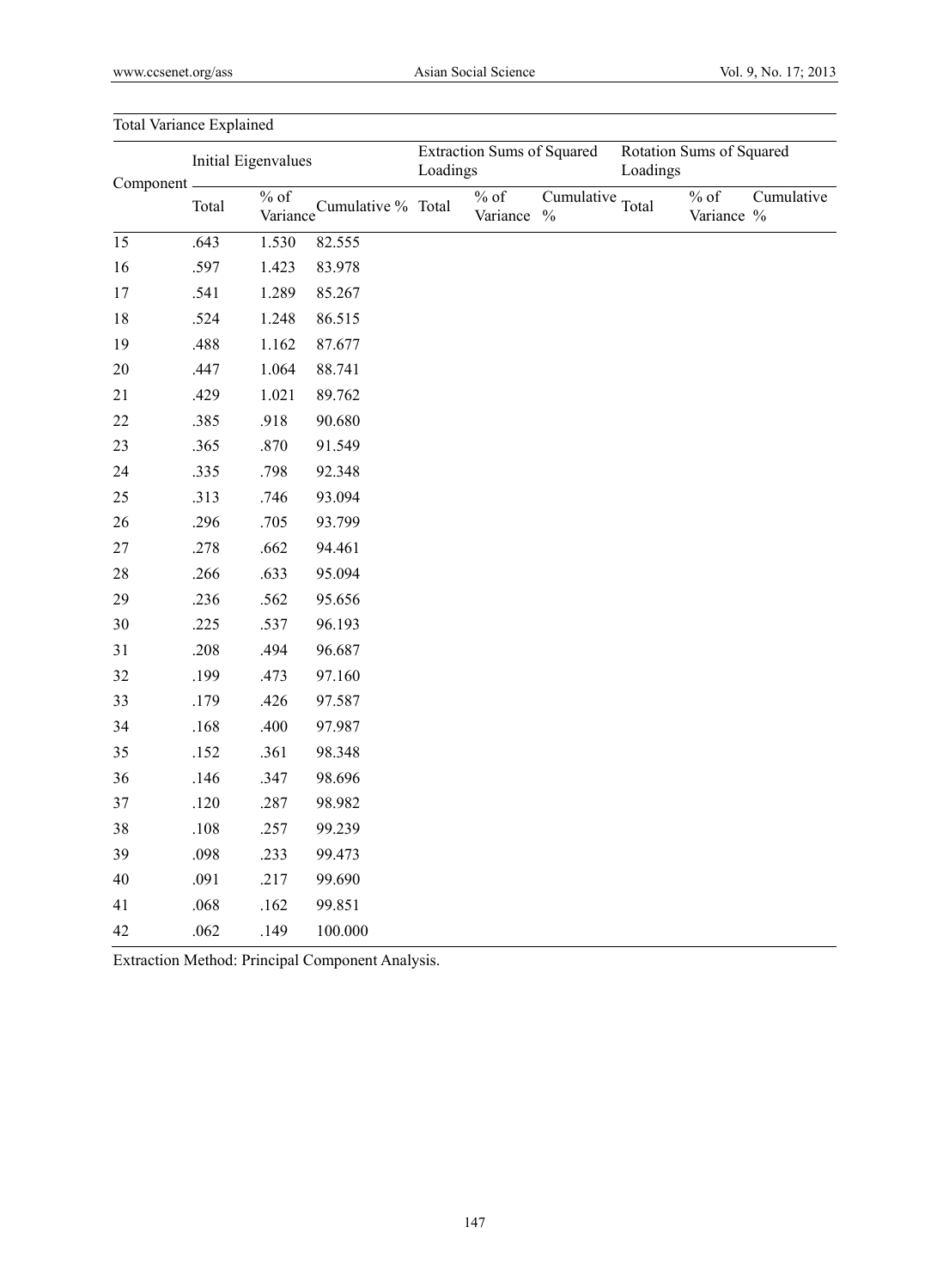Total Variance Explained

| Component | Initial Eigenvalues | | | Extraction Sums of Squared Loadings | | | Rotation Sums of Squared Loadings | | |
|---|---|---|---|---|---|---|---|---|---|
| | Total | % of Variance | Cumulative % | Total | % of Variance | Cumulative % | Total | % of Variance | Cumulative % |
| 15 | .643 | 1.530 | 82.555 | | | | | | |
| 16 | .597 | 1.423 | 83.978 | | | | | | |
| 17 | .541 | 1.289 | 85.267 | | | | | | |
| 18 | .524 | 1.248 | 86.515 | | | | | | |
| 19 | .488 | 1.162 | 87.677 | | | | | | |
| 20 | .447 | 1.064 | 88.741 | | | | | | |
| 21 | .429 | 1.021 | 89.762 | | | | | | |
| 22 | .385 | .918 | 90.680 | | | | | | |
| 23 | .365 | .870 | 91.549 | | | | | | |
| 24 | .335 | .798 | 92.348 | | | | | | |
| 25 | .313 | .746 | 93.094 | | | | | | |
| 26 | .296 | .705 | 93.799 | | | | | | |
| 27 | .278 | .662 | 94.461 | | | | | | |
| 28 | .266 | .633 | 95.094 | | | | | | |
| 29 | .236 | .562 | 95.656 | | | | | | |
| 30 | .225 | .537 | 96.193 | | | | | | |
| 31 | .208 | .494 | 96.687 | | | | | | |
| 32 | .199 | .473 | 97.160 | | | | | | |
| 33 | .179 | .426 | 97.587 | | | | | | |
| 34 | .168 | .400 | 97.987 | | | | | | |
| 35 | .152 | .361 | 98.348 | | | | | | |
| 36 | .146 | .347 | 98.696 | | | | | | |
| 37 | .120 | .287 | 98.982 | | | | | | |
| 38 | .108 | .257 | 99.239 | | | | | | |
| 39 | .098 | .233 | 99.473 | | | | | | |
| 40 | .091 | .217 | 99.690 | | | | | | |
| 41 | .068 | .162 | 99.851 | | | | | | |
| 42 | .062 | .149 | 100.000 | | | | | | |

Extraction Method: Principal Component Analysis.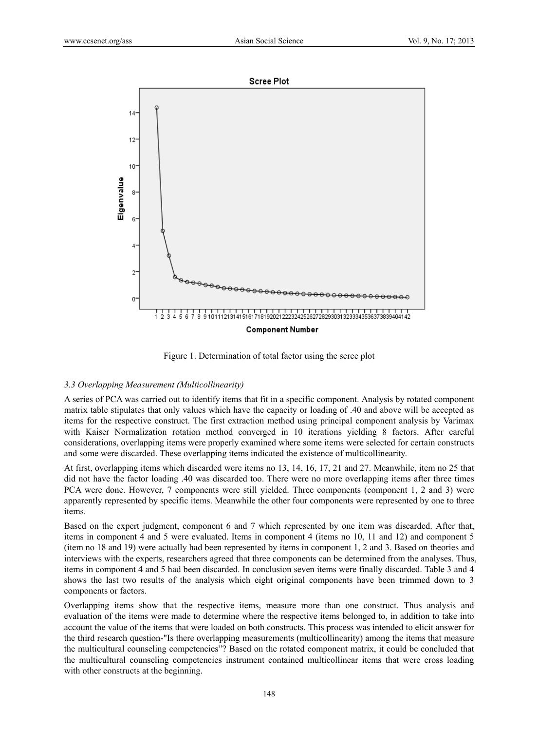Figure 1. Determination of total factor using the scree plot

### *3.3 Overlapping Measurement (Multicollinearity)*

A series of PCA was carried out to identify items that fit in a specific component. Analysis by rotated component matrix table stipulates that only values which have the capacity or loading of .40 and above will be accepted as items for the respective construct. The first extraction method using principal component analysis by Varimax with Kaiser Normalization rotation method converged in 10 iterations yielding 8 factors. After careful considerations, overlapping items were properly examined where some items were selected for certain constructs and some were discarded. These overlapping items indicated the existence of multicollinearity.

At first, overlapping items which discarded were items no 13, 14, 16, 17, 21 and 27. Meanwhile, item no 25 that did not have the factor loading .40 was discarded too. There were no more overlapping items after three times PCA were done. However, 7 components were still yielded. Three components (component 1, 2 and 3) were apparently represented by specific items. Meanwhile the other four components were represented by one to three items.

Based on the expert judgment, component 6 and 7 which represented by one item was discarded. After that, items in component 4 and 5 were evaluated. Items in component 4 (items no 10, 11 and 12) and component 5 (item no 18 and 19) were actually had been represented by items in component 1, 2 and 3. Based on theories and interviews with the experts, researchers agreed that three components can be determined from the analyses. Thus, items in component 4 and 5 had been discarded. In conclusion seven items were finally discarded. Table 3 and 4 shows the last two results of the analysis which eight original components have been trimmed down to 3 components or factors.

Overlapping items show that the respective items, measure more than one construct. Thus analysis and evaluation of the items were made to determine where the respective items belonged to, in addition to take into account the value of the items that were loaded on both constructs. This process was intended to elicit answer for the third research question-"Is there overlapping measurements (multicollinearity) among the items that measure the multicultural counseling competencies"? Based on the rotated component matrix, it could be concluded that the multicultural counseling competencies instrument contained multicollinear items that were cross loading with other constructs at the beginning.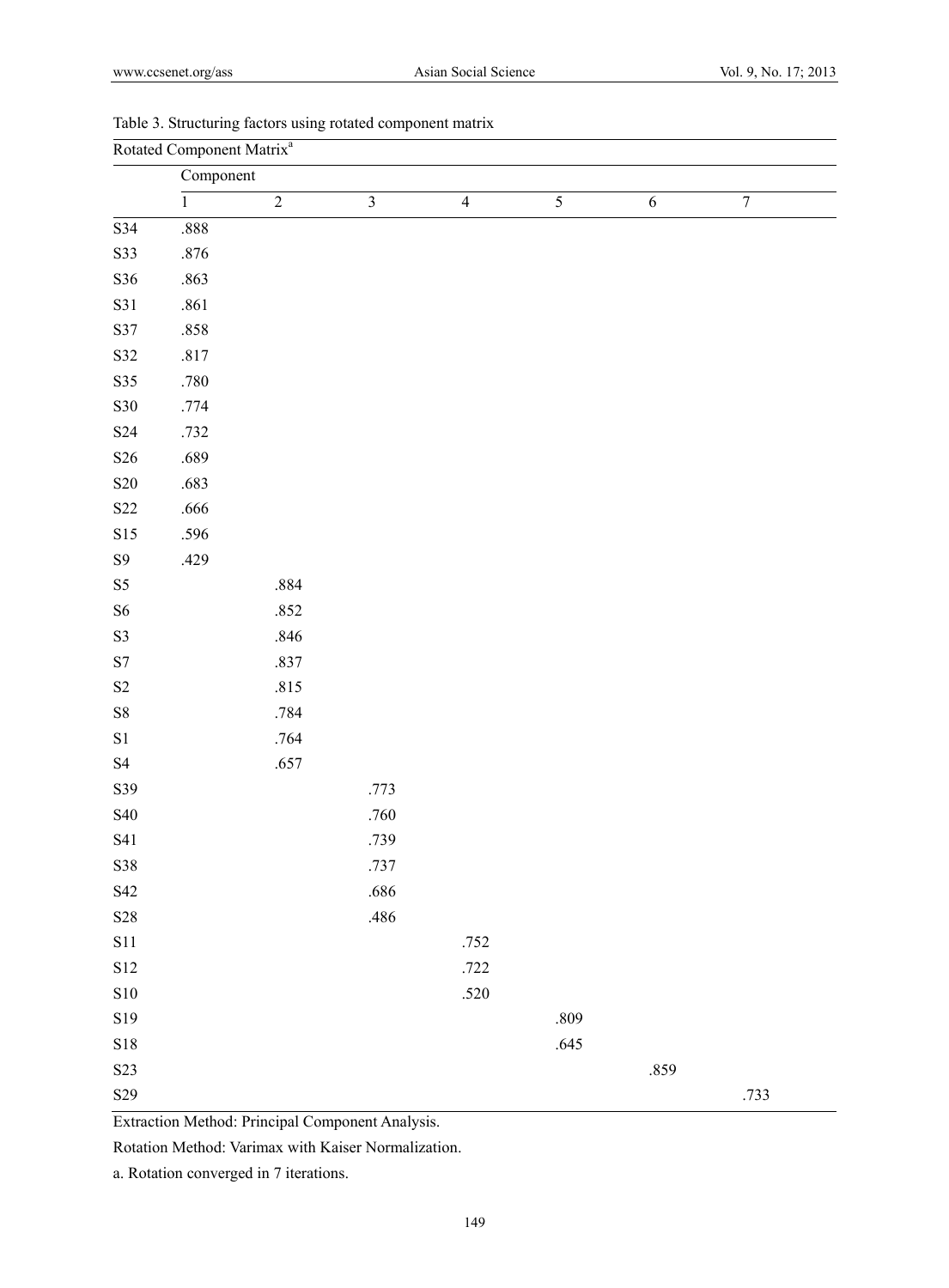Table 3. Structuring factors using rotated component matrix

| Rotated Component Matrix[a] | | | | | | | |
|---|---|---|---|---|---|---|---|
| | Component | | | | | | |
| | 1 | 2 | 3 | 4 | 5 | 6 | 7 |
| S34 | .888 | | | | | | |
| S33 | .876 | | | | | | |
| S36 | .863 | | | | | | |
| S31 | .861 | | | | | | |
| S37 | .858 | | | | | | |
| S32 | .817 | | | | | | |
| S35 | .780 | | | | | | |
| S30 | .774 | | | | | | |
| S24 | .732 | | | | | | |
| S26 | .689 | | | | | | |
| S20 | .683 | | | | | | |
| S22 | .666 | | | | | | |
| S15 | .596 | | | | | | |
| S9 | .429 | | | | | | |
| S5 | | .884 | | | | | |
| S6 | | .852 | | | | | |
| S3 | | .846 | | | | | |
| S7 | | .837 | | | | | |
| S2 | | .815 | | | | | |
| S8 | | .784 | | | | | |
| S1 | | .764 | | | | | |
| S4 | | .657 | | | | | |
| S39 | | | .773 | | | | |
| S40 | | | .760 | | | | |
| S41 | | | .739 | | | | |
| S38 | | | .737 | | | | |
| S42 | | | .686 | | | | |
| S28 | | | .486 | | | | |
| S11 | | | | .752 | | | |
| S12 | | | | .722 | | | |
| S10 | | | | .520 | | | |
| S19 | | | | | .809 | | |
| S18 | | | | | .645 | | |
| S23 | | | | | | .859 | |
| S29 | | | | | | | .733 |

Extraction Method: Principal Component Analysis.

Rotation Method: Varimax with Kaiser Normalization.

a. Rotation converged in 7 iterations.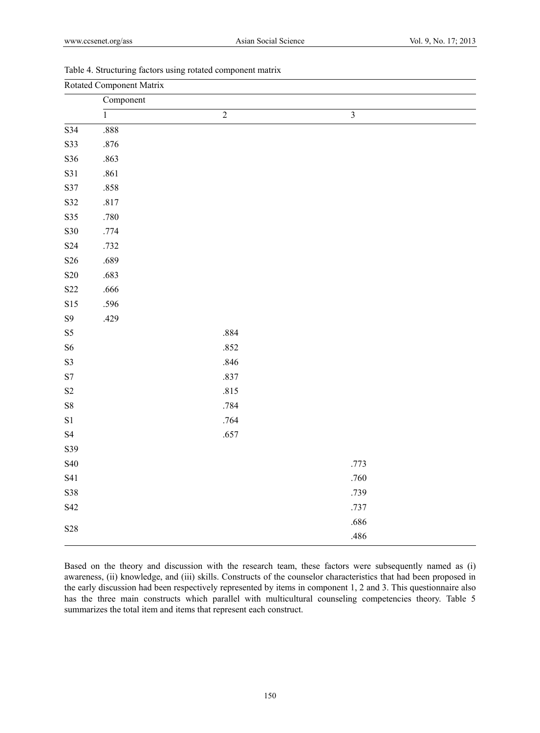Table 4. Structuring factors using rotated component matrix

| Rotated Component Matrix | | | |
|---|---|---|---|
| | Component | | |
| | 1 | 2 | 3 |
| S34 | .888 | | |
| S33 | .876 | | |
| S36 | .863 | | |
| S31 | .861 | | |
| S37 | .858 | | |
| S32 | .817 | | |
| S35 | .780 | | |
| S30 | .774 | | |
| S24 | .732 | | |
| S26 | .689 | | |
| S20 | .683 | | |
| S22 | .666 | | |
| S15 | .596 | | |
| S9 | .429 | | |
| S5 | | .884 | |
| S6 | | .852 | |
| S3 | | .846 | |
| S7 | | .837 | |
| S2 | | .815 | |
| S8 | | .784 | |
| S1 | | .764 | |
| S4 | | .657 | |
| S39 | | | |
| S40 | | | .773 |
| S41 | | | .760 |
| S38 | | | .739 |
| S42 | | | .737 |
| S28 | | | .686 |
| | | | .486 |

Based on the theory and discussion with the research team, these factors were subsequently named as (i) awareness, (ii) knowledge, and (iii) skills. Constructs of the counselor characteristics that had been proposed in the early discussion had been respectively represented by items in component 1, 2 and 3. This questionnaire also has the three main constructs which parallel with multicultural counseling competencies theory. Table 5 summarizes the total item and items that represent each construct.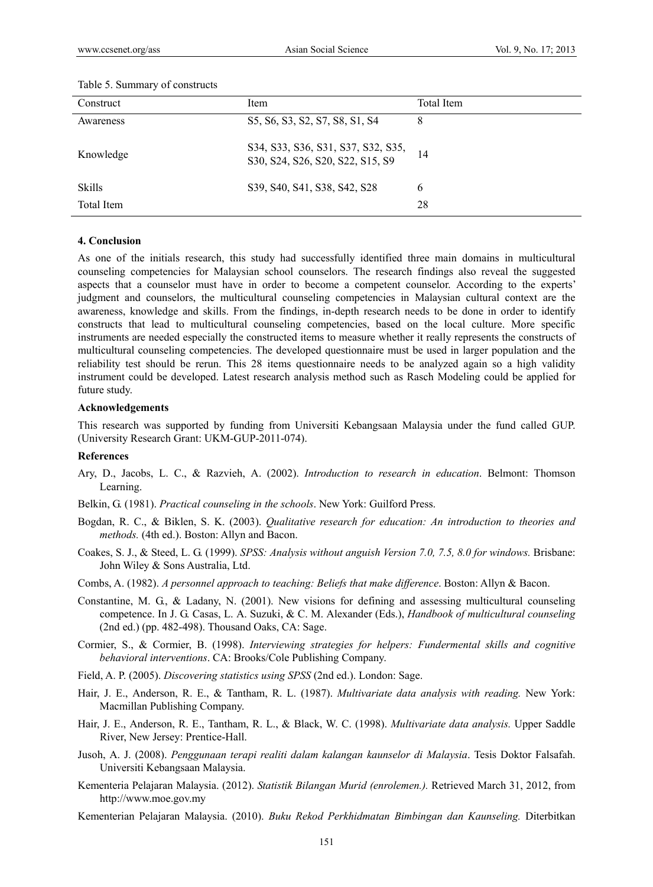Table 5. Summary of constructs

| Construct | Item | Total Item |
|---|---|---|
| Awareness | S5, S6, S3, S2, S7, S8, S1, S4 | 8 |
| Knowledge | S34, S33, S36, S31, S37, S32, S35, S30, S24, S26, S20, S22, S15, S9 | 14 |
| Skills | S39, S40, S41, S38, S42, S28 | 6 |
| Total Item | | 28 |

## 4. Conclusion

As one of the initials research, this study had successfully identified three main domains in multicultural counseling competencies for Malaysian school counselors. The research findings also reveal the suggested aspects that a counselor must have in order to become a competent counselor. According to the experts' judgment and counselors, the multicultural counseling competencies in Malaysian cultural context are the awareness, knowledge and skills. From the findings, in-depth research needs to be done in order to identify constructs that lead to multicultural counseling competencies, based on the local culture. More specific instruments are needed especially the constructed items to measure whether it really represents the constructs of multicultural counseling competencies. The developed questionnaire must be used in larger population and the reliability test should be rerun. This 28 items questionnaire needs to be analyzed again so a high validity instrument could be developed. Latest research analysis method such as Rasch Modeling could be applied for future study.

## Acknowledgements

This research was supported by funding from Universiti Kebangsaan Malaysia under the fund called GUP. (University Research Grant: UKM-GUP-2011-074).

## References

Ary, D., Jacobs, L. C., & Razvieh, A. (2002). *Introduction to research in education*. Belmont: Thomson Learning.

Belkin, G. (1981). *Practical counseling in the schools*. New York: Guilford Press.

Bogdan, R. C., & Biklen, S. K. (2003). *Qualitative research for education: An introduction to theories and methods.* (4th ed.). Boston: Allyn and Bacon.

Coakes, S. J., & Steed, L. G. (1999). *SPSS: Analysis without anguish Version 7.0, 7.5, 8.0 for windows.* Brisbane: John Wiley & Sons Australia, Ltd.

Combs, A. (1982). *A personnel approach to teaching: Beliefs that make difference*. Boston: Allyn & Bacon.

Constantine, M. G., & Ladany, N. (2001). New visions for defining and assessing multicultural counseling competence. In J. G. Casas, L. A. Suzuki, & C. M. Alexander (Eds.), *Handbook of multicultural counseling* (2nd ed.) (pp. 482-498). Thousand Oaks, CA: Sage.

Cormier, S., & Cormier, B. (1998). *Interviewing strategies for helpers: Fundermental skills and cognitive behavioral interventions*. CA: Brooks/Cole Publishing Company.

Field, A. P. (2005). *Discovering statistics using SPSS* (2nd ed.). London: Sage.

Hair, J. E., Anderson, R. E., & Tantham, R. L. (1987). *Multivariate data analysis with reading.* New York: Macmillan Publishing Company.

Hair, J. E., Anderson, R. E., Tantham, R. L., & Black, W. C. (1998). *Multivariate data analysis.* Upper Saddle River, New Jersey: Prentice-Hall.

Jusoh, A. J. (2008). *Penggunaan terapi realiti dalam kalangan kaunselor di Malaysia*. Tesis Doktor Falsafah. Universiti Kebangsaan Malaysia.

Kementeria Pelajaran Malaysia. (2012). *Statistik Bilangan Murid (enrolemen.).* Retrieved March 31, 2012, from http://www.moe.gov.my

Kementerian Pelajaran Malaysia. (2010). *Buku Rekod Perkhidmatan Bimbingan dan Kaunseling.* Diterbitkan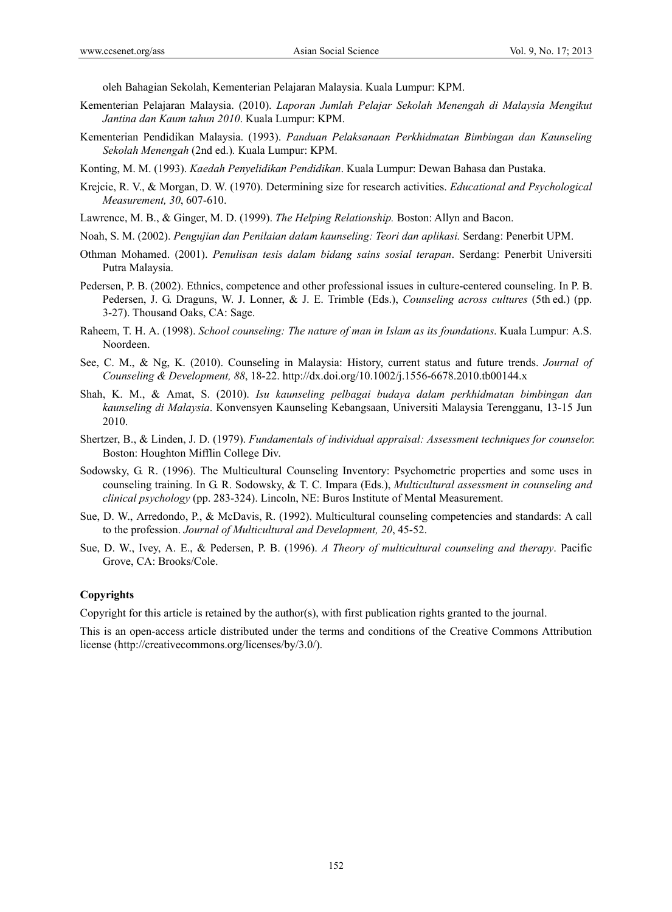oleh Bahagian Sekolah, Kementerian Pelajaran Malaysia. Kuala Lumpur: KPM.

Kementerian Pelajaran Malaysia. (2010). *Laporan Jumlah Pelajar Sekolah Menengah di Malaysia Mengikut Jantina dan Kaum tahun 2010*. Kuala Lumpur: KPM.

Kementerian Pendidikan Malaysia. (1993). *Panduan Pelaksanaan Perkhidmatan Bimbingan dan Kaunseling Sekolah Menengah* (2nd ed.)*.* Kuala Lumpur: KPM.

Konting, M. M. (1993). *Kaedah Penyelidikan Pendidikan*. Kuala Lumpur: Dewan Bahasa dan Pustaka.

Krejcie, R. V., & Morgan, D. W. (1970). Determining size for research activities. *Educational and Psychological Measurement, 30*, 607-610.

Lawrence, M. B., & Ginger, M. D. (1999). *The Helping Relationship.* Boston: Allyn and Bacon.

Noah, S. M. (2002). *Pengujian dan Penilaian dalam kaunseling: Teori dan aplikasi.* Serdang: Penerbit UPM.

Othman Mohamed. (2001). *Penulisan tesis dalam bidang sains sosial terapan*. Serdang: Penerbit Universiti Putra Malaysia.

Pedersen, P. B. (2002). Ethnics, competence and other professional issues in culture-centered counseling. In P. B. Pedersen, J. G. Draguns, W. J. Lonner, & J. E. Trimble (Eds.), *Counseling across cultures* (5th ed.) (pp. 3-27). Thousand Oaks, CA: Sage.

Raheem, T. H. A. (1998). *School counseling: The nature of man in Islam as its foundations*. Kuala Lumpur: A.S. Noordeen.

See, C. M., & Ng, K. (2010). Counseling in Malaysia: History, current status and future trends. *Journal of Counseling & Development, 88*, 18-22. http://dx.doi.org/10.1002/j.1556-6678.2010.tb00144.x

Shah, K. M., & Amat, S. (2010). *Isu kaunseling pelbagai budaya dalam perkhidmatan bimbingan dan kaunseling di Malaysia*. Konvensyen Kaunseling Kebangsaan, Universiti Malaysia Terengganu, 13-15 Jun 2010.

Shertzer, B., & Linden, J. D. (1979). *Fundamentals of individual appraisal: Assessment techniques for counselor.* Boston: Houghton Mifflin College Div.

Sodowsky, G. R. (1996). The Multicultural Counseling Inventory: Psychometric properties and some uses in counseling training. In G. R. Sodowsky, & T. C. Impara (Eds.), *Multicultural assessment in counseling and clinical psychology* (pp. 283-324). Lincoln, NE: Buros Institute of Mental Measurement.

Sue, D. W., Arredondo, P., & McDavis, R. (1992). Multicultural counseling competencies and standards: A call to the profession. *Journal of Multicultural and Development, 20*, 45-52.

Sue, D. W., Ivey, A. E., & Pedersen, P. B. (1996). *A Theory of multicultural counseling and therapy*. Pacific Grove, CA: Brooks/Cole.

**Copyrights**

Copyright for this article is retained by the author(s), with first publication rights granted to the journal.

This is an open-access article distributed under the terms and conditions of the Creative Commons Attribution license (http://creativecommons.org/licenses/by/3.0/).